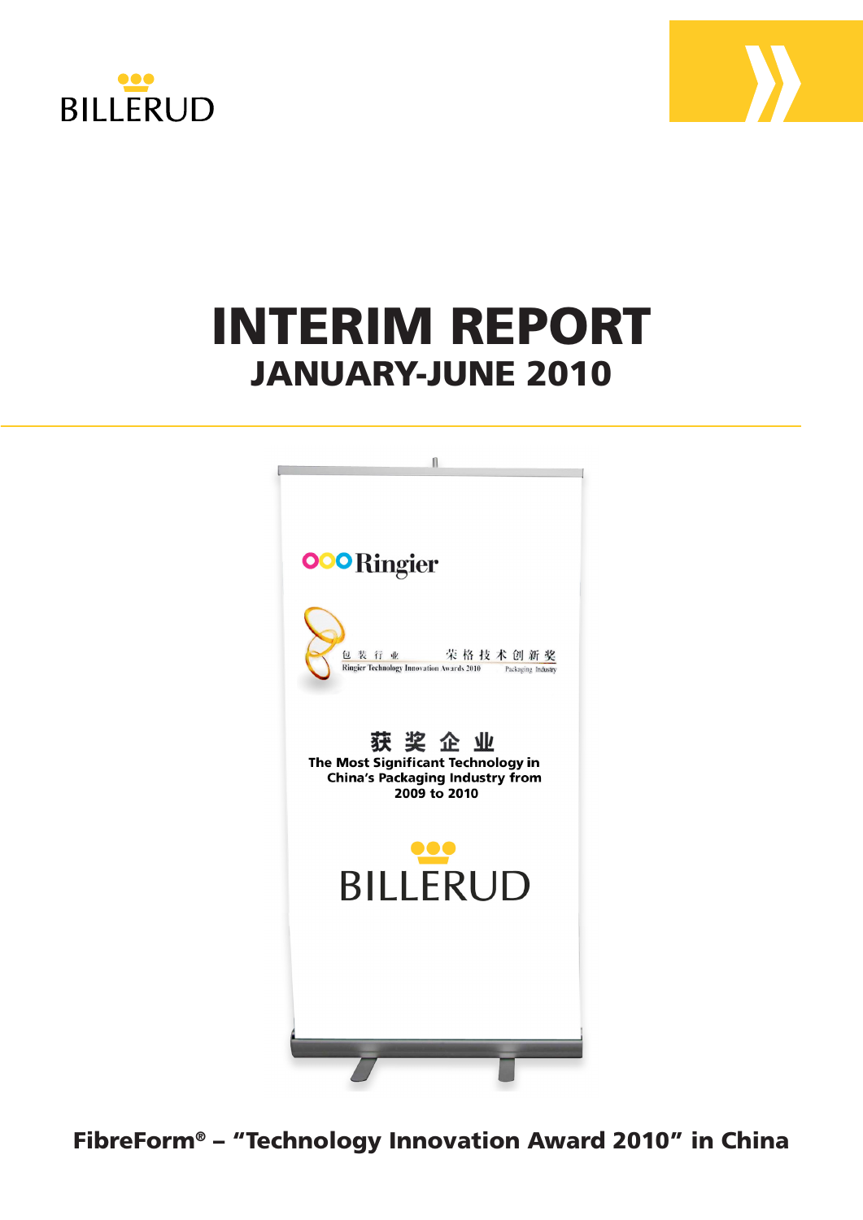BILLERUD

# INTERIM REPORT
## JANUARY-JUNE 2010

Ringier

包装行业 荣格技术创新奖
Ringier Technology Innovation Awards 2010 Packaging Industry

获奖企业
The Most Significant Technology in China's Packaging Industry from 2009 to 2010

BILLERUD

**FibreForm® – "Technology Innovation Award 2010" in China**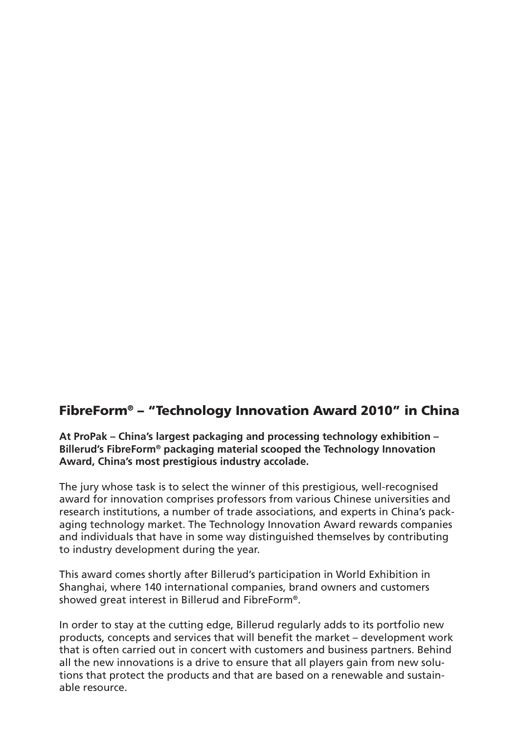## FibreForm® – "Technology Innovation Award 2010" in China

**At ProPak – China's largest packaging and processing technology exhibition – Billerud's FibreForm® packaging material scooped the Technology Innovation Award, China's most prestigious industry accolade.**

The jury whose task is to select the winner of this prestigious, well-recognised award for innovation comprises professors from various Chinese universities and research institutions, a number of trade associations, and experts in China's packaging technology market. The Technology Innovation Award rewards companies and individuals that have in some way distinguished themselves by contributing to industry development during the year.

This award comes shortly after Billerud's participation in World Exhibition in Shanghai, where 140 international companies, brand owners and customers showed great interest in Billerud and FibreForm®.

In order to stay at the cutting edge, Billerud regularly adds to its portfolio new products, concepts and services that will benefit the market – development work that is often carried out in concert with customers and business partners. Behind all the new innovations is a drive to ensure that all players gain from new solutions that protect the products and that are based on a renewable and sustainable resource.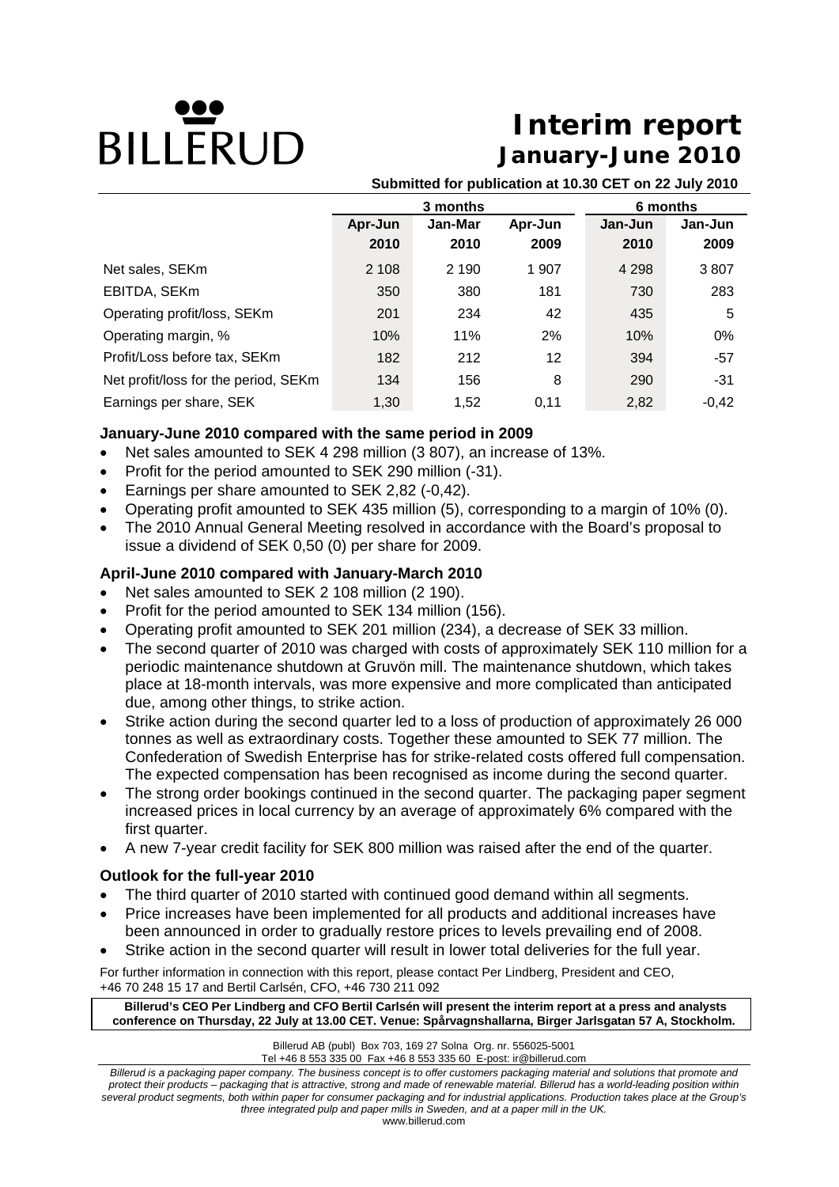BILLERUD

# Interim report
## January-June 2010

**Submitted for publication at 10.30 CET on 22 July 2010**

| | 3 months | | | 6 months | |
|---|---|---|---|---|---|
| | Apr-Jun 2010 | Jan-Mar 2010 | Apr-Jun 2009 | Jan-Jun 2010 | Jan-Jun 2009 |
| Net sales, SEKm | 2 108 | 2 190 | 1 907 | 4 298 | 3 807 |
| EBITDA, SEKm | 350 | 380 | 181 | 730 | 283 |
| Operating profit/loss, SEKm | 201 | 234 | 42 | 435 | 5 |
| Operating margin, % | 10% | 11% | 2% | 10% | 0% |
| Profit/Loss before tax, SEKm | 182 | 212 | 12 | 394 | -57 |
| Net profit/loss for the period, SEKm | 134 | 156 | 8 | 290 | -31 |
| Earnings per share, SEK | 1,30 | 1,52 | 0,11 | 2,82 | -0,42 |

### January-June 2010 compared with the same period in 2009

- Net sales amounted to SEK 4 298 million (3 807), an increase of 13%.
- Profit for the period amounted to SEK 290 million (-31).
- Earnings per share amounted to SEK 2,82 (-0,42).
- Operating profit amounted to SEK 435 million (5), corresponding to a margin of 10% (0).
- The 2010 Annual General Meeting resolved in accordance with the Board's proposal to issue a dividend of SEK 0,50 (0) per share for 2009.

### April-June 2010 compared with January-March 2010

- Net sales amounted to SEK 2 108 million (2 190).
- Profit for the period amounted to SEK 134 million (156).
- Operating profit amounted to SEK 201 million (234), a decrease of SEK 33 million.
- The second quarter of 2010 was charged with costs of approximately SEK 110 million for a periodic maintenance shutdown at Gruvön mill. The maintenance shutdown, which takes place at 18-month intervals, was more expensive and more complicated than anticipated due, among other things, to strike action.
- Strike action during the second quarter led to a loss of production of approximately 26 000 tonnes as well as extraordinary costs. Together these amounted to SEK 77 million. The Confederation of Swedish Enterprise has for strike-related costs offered full compensation. The expected compensation has been recognised as income during the second quarter.
- The strong order bookings continued in the second quarter. The packaging paper segment increased prices in local currency by an average of approximately 6% compared with the first quarter.
- A new 7-year credit facility for SEK 800 million was raised after the end of the quarter.

### Outlook for the full-year 2010

- The third quarter of 2010 started with continued good demand within all segments.
- Price increases have been implemented for all products and additional increases have been announced in order to gradually restore prices to levels prevailing end of 2008.
- Strike action in the second quarter will result in lower total deliveries for the full year.

For further information in connection with this report, please contact Per Lindberg, President and CEO, +46 70 248 15 17 and Bertil Carlsén, CFO, +46 730 211 092

**Billerud's CEO Per Lindberg and CFO Bertil Carlsén will present the interim report at a press and analysts conference on Thursday, 22 July at 13.00 CET. Venue: Spårvagnshallarna, Birger Jarlsgatan 57 A, Stockholm.**

Billerud AB (publ) Box 703, 169 27 Solna Org. nr. 556025-5001
Tel +46 8 553 335 00 Fax +46 8 553 335 60 E-post: ir@billerud.com

*Billerud is a packaging paper company. The business concept is to offer customers packaging material and solutions that promote and protect their products – packaging that is attractive, strong and made of renewable material. Billerud has a world-leading position within several product segments, both within paper for consumer packaging and for industrial applications. Production takes place at the Group's three integrated pulp and paper mills in Sweden, and at a paper mill in the UK.*

www.billerud.com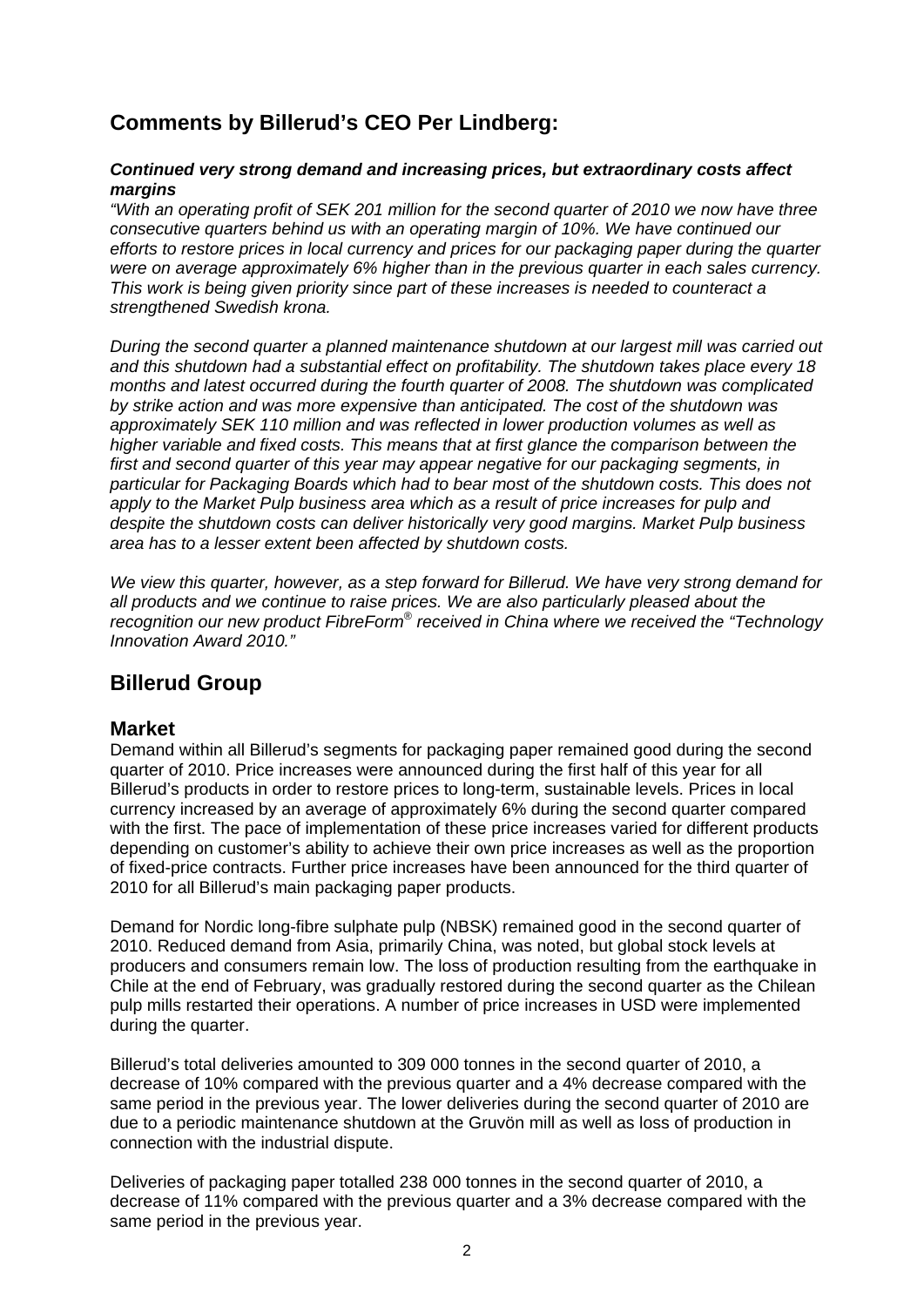## Comments by Billerud's CEO Per Lindberg:

***Continued very strong demand and increasing prices, but extraordinary costs affect margins***

*"With an operating profit of SEK 201 million for the second quarter of 2010 we now have three consecutive quarters behind us with an operating margin of 10%. We have continued our efforts to restore prices in local currency and prices for our packaging paper during the quarter were on average approximately 6% higher than in the previous quarter in each sales currency. This work is being given priority since part of these increases is needed to counteract a strengthened Swedish krona.*

*During the second quarter a planned maintenance shutdown at our largest mill was carried out and this shutdown had a substantial effect on profitability. The shutdown takes place every 18 months and latest occurred during the fourth quarter of 2008. The shutdown was complicated by strike action and was more expensive than anticipated. The cost of the shutdown was approximately SEK 110 million and was reflected in lower production volumes as well as higher variable and fixed costs. This means that at first glance the comparison between the first and second quarter of this year may appear negative for our packaging segments, in particular for Packaging Boards which had to bear most of the shutdown costs. This does not apply to the Market Pulp business area which as a result of price increases for pulp and despite the shutdown costs can deliver historically very good margins. Market Pulp business area has to a lesser extent been affected by shutdown costs.*

*We view this quarter, however, as a step forward for Billerud. We have very strong demand for all products and we continue to raise prices. We are also particularly pleased about the recognition our new product FibreForm® received in China where we received the "Technology Innovation Award 2010."*

## Billerud Group

### Market

Demand within all Billerud's segments for packaging paper remained good during the second quarter of 2010. Price increases were announced during the first half of this year for all Billerud's products in order to restore prices to long-term, sustainable levels. Prices in local currency increased by an average of approximately 6% during the second quarter compared with the first. The pace of implementation of these price increases varied for different products depending on customer's ability to achieve their own price increases as well as the proportion of fixed-price contracts. Further price increases have been announced for the third quarter of 2010 for all Billerud's main packaging paper products.

Demand for Nordic long-fibre sulphate pulp (NBSK) remained good in the second quarter of 2010. Reduced demand from Asia, primarily China, was noted, but global stock levels at producers and consumers remain low. The loss of production resulting from the earthquake in Chile at the end of February, was gradually restored during the second quarter as the Chilean pulp mills restarted their operations. A number of price increases in USD were implemented during the quarter.

Billerud's total deliveries amounted to 309 000 tonnes in the second quarter of 2010, a decrease of 10% compared with the previous quarter and a 4% decrease compared with the same period in the previous year. The lower deliveries during the second quarter of 2010 are due to a periodic maintenance shutdown at the Gruvön mill as well as loss of production in connection with the industrial dispute.

Deliveries of packaging paper totalled 238 000 tonnes in the second quarter of 2010, a decrease of 11% compared with the previous quarter and a 3% decrease compared with the same period in the previous year.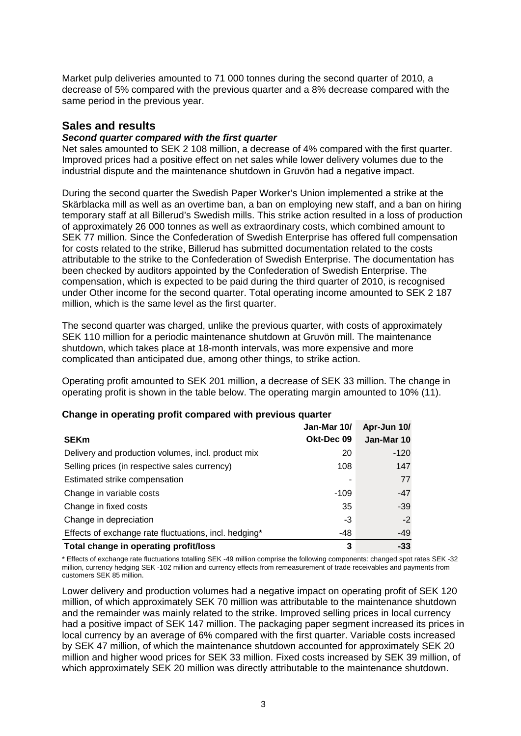Market pulp deliveries amounted to 71 000 tonnes during the second quarter of 2010, a decrease of 5% compared with the previous quarter and a 8% decrease compared with the same period in the previous year.

## Sales and results

### *Second quarter compared with the first quarter*

Net sales amounted to SEK 2 108 million, a decrease of 4% compared with the first quarter. Improved prices had a positive effect on net sales while lower delivery volumes due to the industrial dispute and the maintenance shutdown in Gruvön had a negative impact.

During the second quarter the Swedish Paper Worker's Union implemented a strike at the Skärblacka mill as well as an overtime ban, a ban on employing new staff, and a ban on hiring temporary staff at all Billerud's Swedish mills. This strike action resulted in a loss of production of approximately 26 000 tonnes as well as extraordinary costs, which combined amount to SEK 77 million. Since the Confederation of Swedish Enterprise has offered full compensation for costs related to the strike, Billerud has submitted documentation related to the costs attributable to the strike to the Confederation of Swedish Enterprise. The documentation has been checked by auditors appointed by the Confederation of Swedish Enterprise. The compensation, which is expected to be paid during the third quarter of 2010, is recognised under Other income for the second quarter. Total operating income amounted to SEK 2 187 million, which is the same level as the first quarter.

The second quarter was charged, unlike the previous quarter, with costs of approximately SEK 110 million for a periodic maintenance shutdown at Gruvön mill. The maintenance shutdown, which takes place at 18-month intervals, was more expensive and more complicated than anticipated due, among other things, to strike action.

Operating profit amounted to SEK 201 million, a decrease of SEK 33 million. The change in operating profit is shown in the table below. The operating margin amounted to 10% (11).

**Change in operating profit compared with previous quarter**

| SEKm | Jan-Mar 10/ Okt-Dec 09 | Apr-Jun 10/ Jan-Mar 10 |
|---|---|---|
| Delivery and production volumes, incl. product mix | 20 | -120 |
| Selling prices (in respective sales currency) | 108 | 147 |
| Estimated strike compensation | - | 77 |
| Change in variable costs | -109 | -47 |
| Change in fixed costs | 35 | -39 |
| Change in depreciation | -3 | -2 |
| Effects of exchange rate fluctuations, incl. hedging* | -48 | -49 |
| **Total change in operating profit/loss** | **3** | **-33** |

\* Effects of exchange rate fluctuations totalling SEK -49 million comprise the following components: changed spot rates SEK -32 million, currency hedging SEK -102 million and currency effects from remeasurement of trade receivables and payments from customers SEK 85 million.

Lower delivery and production volumes had a negative impact on operating profit of SEK 120 million, of which approximately SEK 70 million was attributable to the maintenance shutdown and the remainder was mainly related to the strike. Improved selling prices in local currency had a positive impact of SEK 147 million. The packaging paper segment increased its prices in local currency by an average of 6% compared with the first quarter. Variable costs increased by SEK 47 million, of which the maintenance shutdown accounted for approximately SEK 20 million and higher wood prices for SEK 33 million. Fixed costs increased by SEK 39 million, of which approximately SEK 20 million was directly attributable to the maintenance shutdown.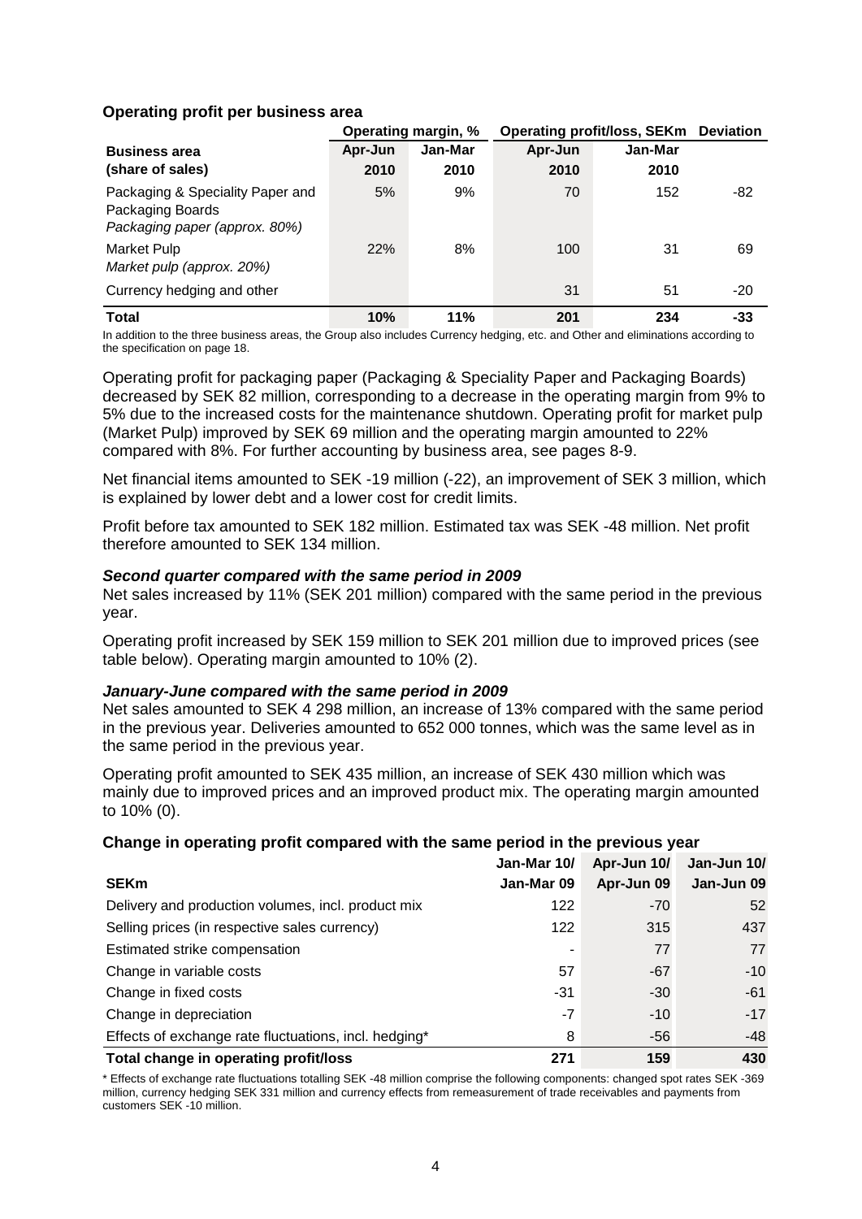### Operating profit per business area

| Business area (share of sales) | Operating margin, % | | Operating profit/loss, SEKm | | Deviation |
|---|---|---|---|---|---|
| | Apr-Jun 2010 | Jan-Mar 2010 | Apr-Jun 2010 | Jan-Mar 2010 | |
| Packaging & Speciality Paper and Packaging Boards *Packaging paper (approx. 80%)* | 5% | 9% | 70 | 152 | -82 |
| Market Pulp *Market pulp (approx. 20%)* | 22% | 8% | 100 | 31 | 69 |
| Currency hedging and other | | | 31 | 51 | -20 |
| **Total** | **10%** | **11%** | **201** | **234** | **-33** |

In addition to the three business areas, the Group also includes Currency hedging, etc. and Other and eliminations according to the specification on page 18.

Operating profit for packaging paper (Packaging & Speciality Paper and Packaging Boards) decreased by SEK 82 million, corresponding to a decrease in the operating margin from 9% to 5% due to the increased costs for the maintenance shutdown. Operating profit for market pulp (Market Pulp) improved by SEK 69 million and the operating margin amounted to 22% compared with 8%. For further accounting by business area, see pages 8-9.

Net financial items amounted to SEK -19 million (-22), an improvement of SEK 3 million, which is explained by lower debt and a lower cost for credit limits.

Profit before tax amounted to SEK 182 million. Estimated tax was SEK -48 million. Net profit therefore amounted to SEK 134 million.

#### *Second quarter compared with the same period in 2009*

Net sales increased by 11% (SEK 201 million) compared with the same period in the previous year.

Operating profit increased by SEK 159 million to SEK 201 million due to improved prices (see table below). Operating margin amounted to 10% (2).

#### *January-June compared with the same period in 2009*

Net sales amounted to SEK 4 298 million, an increase of 13% compared with the same period in the previous year. Deliveries amounted to 652 000 tonnes, which was the same level as in the same period in the previous year.

Operating profit amounted to SEK 435 million, an increase of SEK 430 million which was mainly due to improved prices and an improved product mix. The operating margin amounted to 10% (0).

### Change in operating profit compared with the same period in the previous year

| SEKm | Jan-Mar 10/ Jan-Mar 09 | Apr-Jun 10/ Apr-Jun 09 | Jan-Jun 10/ Jan-Jun 09 |
|---|---|---|---|
| Delivery and production volumes, incl. product mix | 122 | -70 | 52 |
| Selling prices (in respective sales currency) | 122 | 315 | 437 |
| Estimated strike compensation | - | 77 | 77 |
| Change in variable costs | 57 | -67 | -10 |
| Change in fixed costs | -31 | -30 | -61 |
| Change in depreciation | -7 | -10 | -17 |
| Effects of exchange rate fluctuations, incl. hedging* | 8 | -56 | -48 |
| **Total change in operating profit/loss** | **271** | **159** | **430** |

* Effects of exchange rate fluctuations totalling SEK -48 million comprise the following components: changed spot rates SEK -369 million, currency hedging SEK 331 million and currency effects from remeasurement of trade receivables and payments from customers SEK -10 million.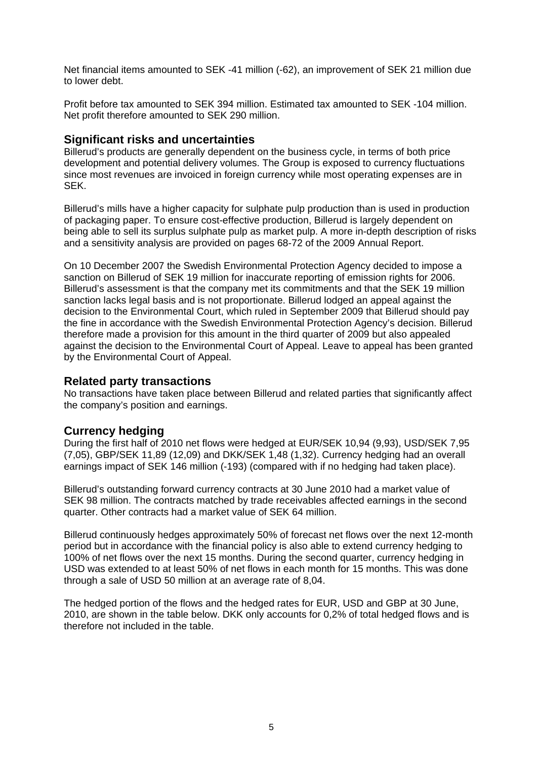Net financial items amounted to SEK -41 million (-62), an improvement of SEK 21 million due to lower debt.

Profit before tax amounted to SEK 394 million. Estimated tax amounted to SEK -104 million. Net profit therefore amounted to SEK 290 million.

## Significant risks and uncertainties

Billerud's products are generally dependent on the business cycle, in terms of both price development and potential delivery volumes. The Group is exposed to currency fluctuations since most revenues are invoiced in foreign currency while most operating expenses are in SEK.

Billerud's mills have a higher capacity for sulphate pulp production than is used in production of packaging paper. To ensure cost-effective production, Billerud is largely dependent on being able to sell its surplus sulphate pulp as market pulp. A more in-depth description of risks and a sensitivity analysis are provided on pages 68-72 of the 2009 Annual Report.

On 10 December 2007 the Swedish Environmental Protection Agency decided to impose a sanction on Billerud of SEK 19 million for inaccurate reporting of emission rights for 2006. Billerud's assessment is that the company met its commitments and that the SEK 19 million sanction lacks legal basis and is not proportionate. Billerud lodged an appeal against the decision to the Environmental Court, which ruled in September 2009 that Billerud should pay the fine in accordance with the Swedish Environmental Protection Agency's decision. Billerud therefore made a provision for this amount in the third quarter of 2009 but also appealed against the decision to the Environmental Court of Appeal. Leave to appeal has been granted by the Environmental Court of Appeal.

## Related party transactions

No transactions have taken place between Billerud and related parties that significantly affect the company's position and earnings.

## Currency hedging

During the first half of 2010 net flows were hedged at EUR/SEK 10,94 (9,93), USD/SEK 7,95 (7,05), GBP/SEK 11,89 (12,09) and DKK/SEK 1,48 (1,32). Currency hedging had an overall earnings impact of SEK 146 million (-193) (compared with if no hedging had taken place).

Billerud's outstanding forward currency contracts at 30 June 2010 had a market value of SEK 98 million. The contracts matched by trade receivables affected earnings in the second quarter. Other contracts had a market value of SEK 64 million.

Billerud continuously hedges approximately 50% of forecast net flows over the next 12-month period but in accordance with the financial policy is also able to extend currency hedging to 100% of net flows over the next 15 months. During the second quarter, currency hedging in USD was extended to at least 50% of net flows in each month for 15 months. This was done through a sale of USD 50 million at an average rate of 8,04.

The hedged portion of the flows and the hedged rates for EUR, USD and GBP at 30 June, 2010, are shown in the table below. DKK only accounts for 0,2% of total hedged flows and is therefore not included in the table.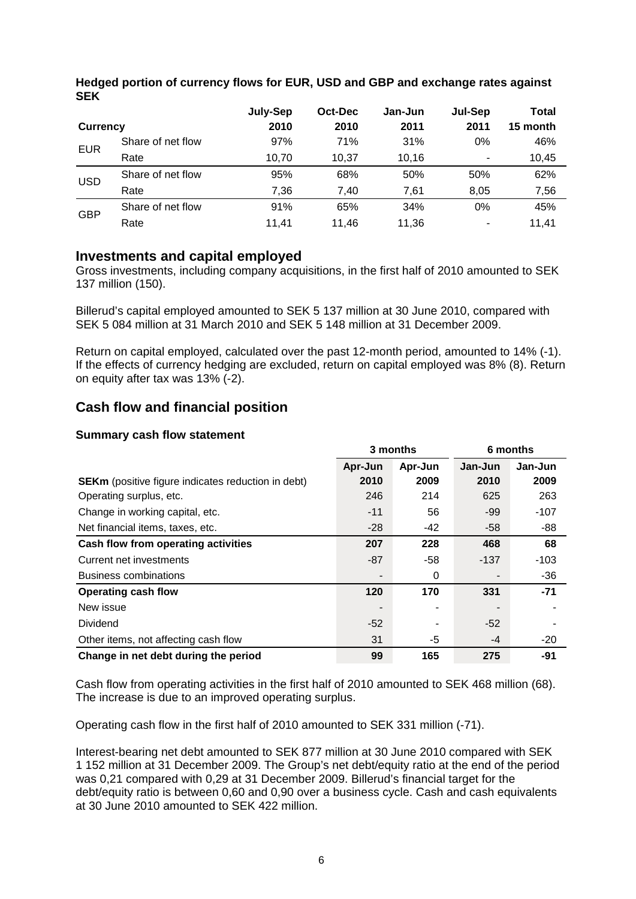**Hedged portion of currency flows for EUR, USD and GBP and exchange rates against SEK**

| Currency | | July-Sep 2010 | Oct-Dec 2010 | Jan-Jun 2011 | Jul-Sep 2011 | Total 15 month |
|---|---|---|---|---|---|---|
| EUR | Share of net flow | 97% | 71% | 31% | 0% | 46% |
| | Rate | 10,70 | 10,37 | 10,16 | - | 10,45 |
| USD | Share of net flow | 95% | 68% | 50% | 50% | 62% |
| | Rate | 7,36 | 7,40 | 7,61 | 8,05 | 7,56 |
| GBP | Share of net flow | 91% | 65% | 34% | 0% | 45% |
| | Rate | 11,41 | 11,46 | 11,36 | - | 11,41 |

## Investments and capital employed

Gross investments, including company acquisitions, in the first half of 2010 amounted to SEK 137 million (150).

Billerud's capital employed amounted to SEK 5 137 million at 30 June 2010, compared with SEK 5 084 million at 31 March 2010 and SEK 5 148 million at 31 December 2009.

Return on capital employed, calculated over the past 12-month period, amounted to 14% (-1). If the effects of currency hedging are excluded, return on capital employed was 8% (8). Return on equity after tax was 13% (-2).

## Cash flow and financial position

**Summary cash flow statement**

| | 3 months | | 6 months | |
|---|---|---|---|---|
| **SEKm** (positive figure indicates reduction in debt) | Apr-Jun 2010 | Apr-Jun 2009 | Jan-Jun 2010 | Jan-Jun 2009 |
| Operating surplus, etc. | 246 | 214 | 625 | 263 |
| Change in working capital, etc. | -11 | 56 | -99 | -107 |
| Net financial items, taxes, etc. | -28 | -42 | -58 | -88 |
| **Cash flow from operating activities** | **207** | **228** | **468** | **68** |
| Current net investments | -87 | -58 | -137 | -103 |
| Business combinations | - | 0 | - | -36 |
| **Operating cash flow** | **120** | **170** | **331** | **-71** |
| New issue | - | - | - | - |
| Dividend | -52 | - | -52 | - |
| Other items, not affecting cash flow | 31 | -5 | -4 | -20 |
| **Change in net debt during the period** | **99** | **165** | **275** | **-91** |

Cash flow from operating activities in the first half of 2010 amounted to SEK 468 million (68). The increase is due to an improved operating surplus.

Operating cash flow in the first half of 2010 amounted to SEK 331 million (-71).

Interest-bearing net debt amounted to SEK 877 million at 30 June 2010 compared with SEK 1 152 million at 31 December 2009. The Group's net debt/equity ratio at the end of the period was 0,21 compared with 0,29 at 31 December 2009. Billerud's financial target for the debt/equity ratio is between 0,60 and 0,90 over a business cycle. Cash and cash equivalents at 30 June 2010 amounted to SEK 422 million.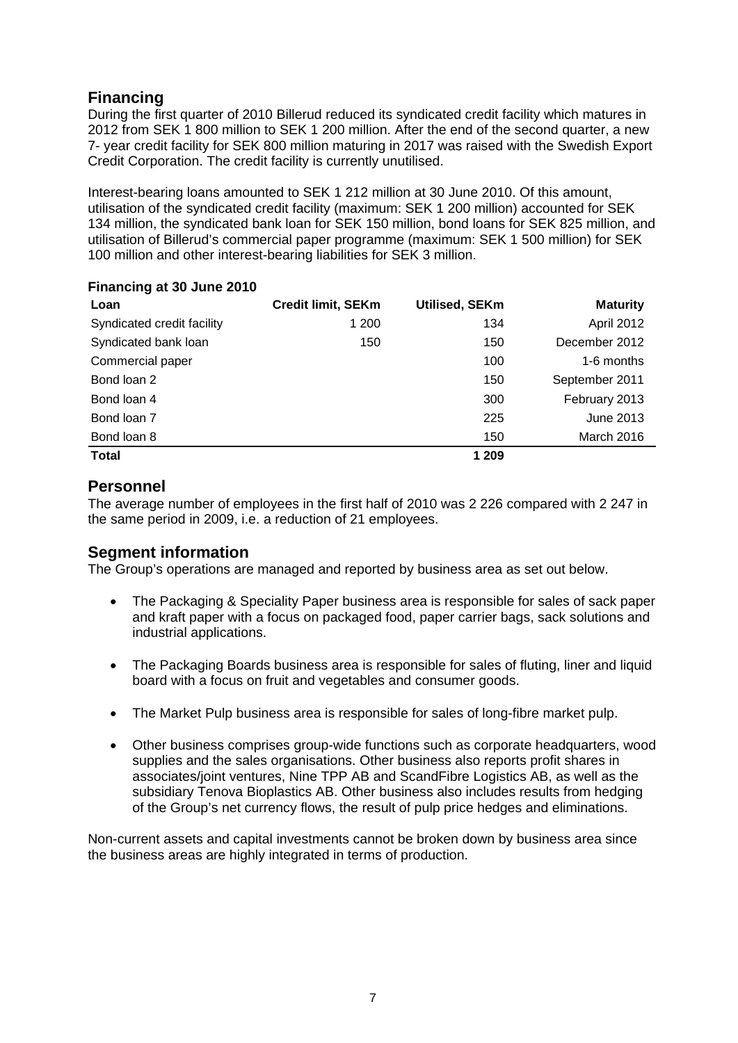## Financing

During the first quarter of 2010 Billerud reduced its syndicated credit facility which matures in 2012 from SEK 1 800 million to SEK 1 200 million. After the end of the second quarter, a new 7- year credit facility for SEK 800 million maturing in 2017 was raised with the Swedish Export Credit Corporation. The credit facility is currently unutilised.

Interest-bearing loans amounted to SEK 1 212 million at 30 June 2010. Of this amount, utilisation of the syndicated credit facility (maximum: SEK 1 200 million) accounted for SEK 134 million, the syndicated bank loan for SEK 150 million, bond loans for SEK 825 million, and utilisation of Billerud's commercial paper programme (maximum: SEK 1 500 million) for SEK 100 million and other interest-bearing liabilities for SEK 3 million.

**Financing at 30 June 2010**

| Loan | Credit limit, SEKm | Utilised, SEKm | Maturity |
|---|---|---|---|
| Syndicated credit facility | 1 200 | 134 | April 2012 |
| Syndicated bank loan | 150 | 150 | December 2012 |
| Commercial paper | | 100 | 1-6 months |
| Bond loan 2 | | 150 | September 2011 |
| Bond loan 4 | | 300 | February 2013 |
| Bond loan 7 | | 225 | June 2013 |
| Bond loan 8 | | 150 | March 2016 |
| **Total** | | **1 209** | |

## Personnel

The average number of employees in the first half of 2010 was 2 226 compared with 2 247 in the same period in 2009, i.e. a reduction of 21 employees.

## Segment information

The Group's operations are managed and reported by business area as set out below.

- The Packaging & Speciality Paper business area is responsible for sales of sack paper and kraft paper with a focus on packaged food, paper carrier bags, sack solutions and industrial applications.
- The Packaging Boards business area is responsible for sales of fluting, liner and liquid board with a focus on fruit and vegetables and consumer goods.
- The Market Pulp business area is responsible for sales of long-fibre market pulp.
- Other business comprises group-wide functions such as corporate headquarters, wood supplies and the sales organisations. Other business also reports profit shares in associates/joint ventures, Nine TPP AB and ScandFibre Logistics AB, as well as the subsidiary Tenova Bioplastics AB. Other business also includes results from hedging of the Group's net currency flows, the result of pulp price hedges and eliminations.

Non-current assets and capital investments cannot be broken down by business area since the business areas are highly integrated in terms of production.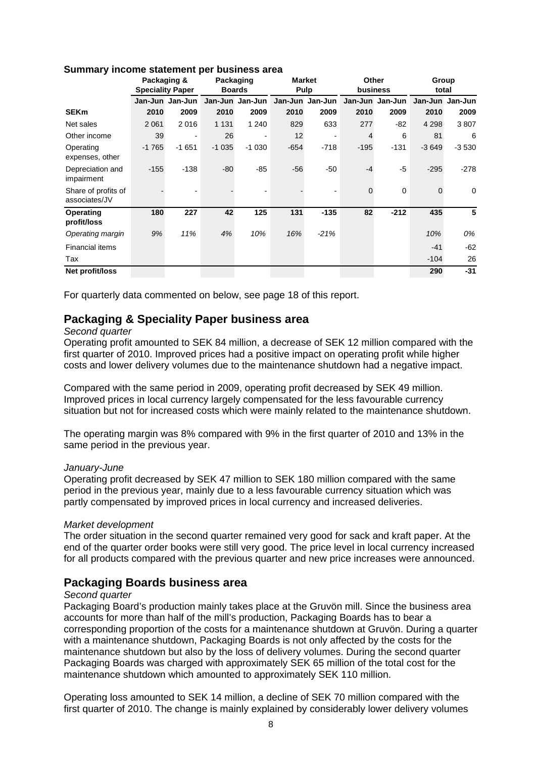## Summary income statement per business area

| | Packaging & Speciality Paper | | Packaging Boards | | Market Pulp | | Other business | | Group total | |
|---|---|---|---|---|---|---|---|---|---|---|
| | Jan-Jun | Jan-Jun | Jan-Jun | Jan-Jun | Jan-Jun | Jan-Jun | Jan-Jun | Jan-Jun | Jan-Jun | Jan-Jun |
| **SEKm** | **2010** | **2009** | **2010** | **2009** | **2010** | **2009** | **2010** | **2009** | **2010** | **2009** |
| Net sales | 2 061 | 2 016 | 1 131 | 1 240 | 829 | 633 | 277 | -82 | 4 298 | 3 807 |
| Other income | 39 | - | 26 | - | 12 | - | 4 | 6 | 81 | 6 |
| Operating expenses, other | -1 765 | -1 651 | -1 035 | -1 030 | -654 | -718 | -195 | -131 | -3 649 | -3 530 |
| Depreciation and impairment | -155 | -138 | -80 | -85 | -56 | -50 | -4 | -5 | -295 | -278 |
| Share of profits of associates/JV | - | - | - | - | - | - | 0 | 0 | 0 | 0 |
| **Operating profit/loss** | **180** | **227** | **42** | **125** | **131** | **-135** | **82** | **-212** | **435** | **5** |
| *Operating margin* | *9%* | *11%* | *4%* | *10%* | *16%* | *-21%* | | | *10%* | *0%* |
| Financial items | | | | | | | | | -41 | -62 |
| Tax | | | | | | | | | -104 | 26 |
| **Net profit/loss** | | | | | | | | | **290** | **-31** |

For quarterly data commented on below, see page 18 of this report.

## Packaging & Speciality Paper business area

*Second quarter*

Operating profit amounted to SEK 84 million, a decrease of SEK 12 million compared with the first quarter of 2010. Improved prices had a positive impact on operating profit while higher costs and lower delivery volumes due to the maintenance shutdown had a negative impact.

Compared with the same period in 2009, operating profit decreased by SEK 49 million. Improved prices in local currency largely compensated for the less favourable currency situation but not for increased costs which were mainly related to the maintenance shutdown.

The operating margin was 8% compared with 9% in the first quarter of 2010 and 13% in the same period in the previous year.

*January-June*

Operating profit decreased by SEK 47 million to SEK 180 million compared with the same period in the previous year, mainly due to a less favourable currency situation which was partly compensated by improved prices in local currency and increased deliveries.

*Market development*

The order situation in the second quarter remained very good for sack and kraft paper. At the end of the quarter order books were still very good. The price level in local currency increased for all products compared with the previous quarter and new price increases were announced.

## Packaging Boards business area

*Second quarter*

Packaging Board's production mainly takes place at the Gruvön mill. Since the business area accounts for more than half of the mill's production, Packaging Boards has to bear a corresponding proportion of the costs for a maintenance shutdown at Gruvön. During a quarter with a maintenance shutdown, Packaging Boards is not only affected by the costs for the maintenance shutdown but also by the loss of delivery volumes. During the second quarter Packaging Boards was charged with approximately SEK 65 million of the total cost for the maintenance shutdown which amounted to approximately SEK 110 million.

Operating loss amounted to SEK 14 million, a decline of SEK 70 million compared with the first quarter of 2010. The change is mainly explained by considerably lower delivery volumes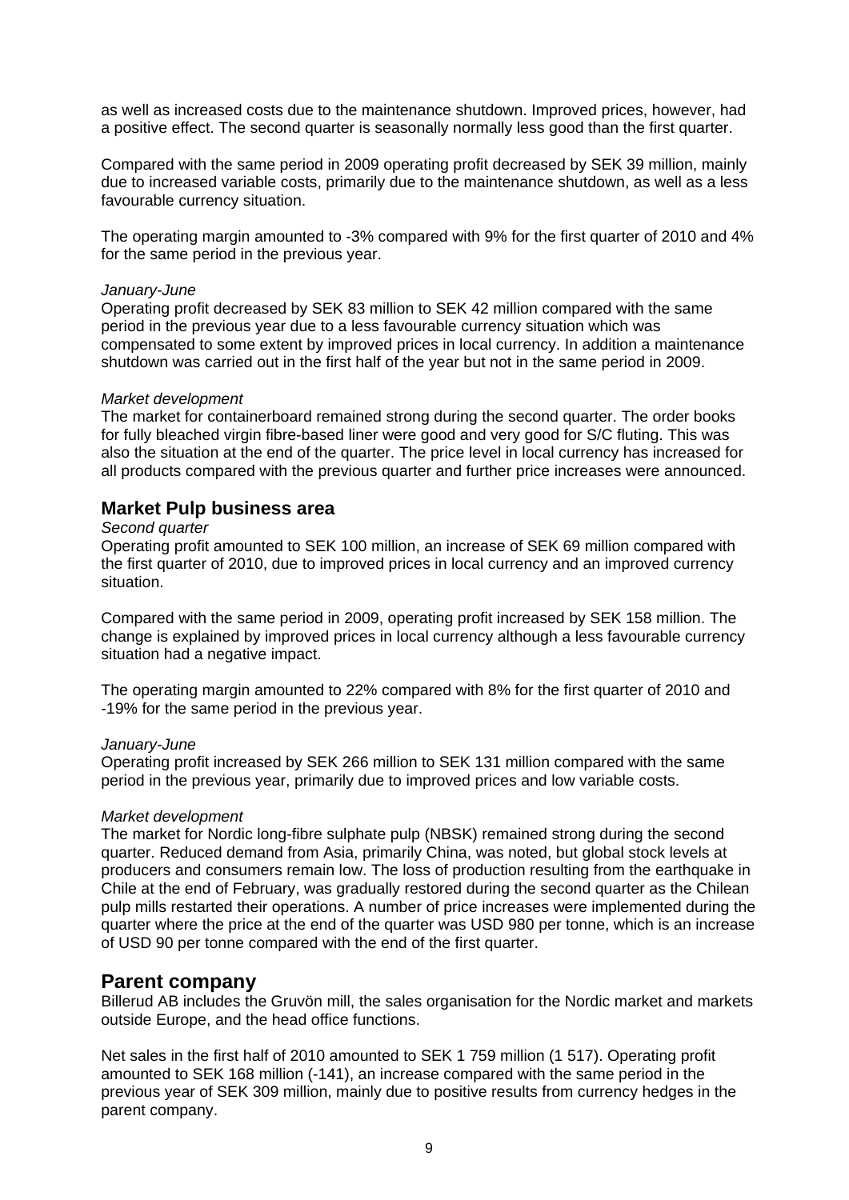as well as increased costs due to the maintenance shutdown. Improved prices, however, had a positive effect. The second quarter is seasonally normally less good than the first quarter.

Compared with the same period in 2009 operating profit decreased by SEK 39 million, mainly due to increased variable costs, primarily due to the maintenance shutdown, as well as a less favourable currency situation.

The operating margin amounted to -3% compared with 9% for the first quarter of 2010 and 4% for the same period in the previous year.

*January-June*
Operating profit decreased by SEK 83 million to SEK 42 million compared with the same period in the previous year due to a less favourable currency situation which was compensated to some extent by improved prices in local currency. In addition a maintenance shutdown was carried out in the first half of the year but not in the same period in 2009.

*Market development*
The market for containerboard remained strong during the second quarter. The order books for fully bleached virgin fibre-based liner were good and very good for S/C fluting. This was also the situation at the end of the quarter. The price level in local currency has increased for all products compared with the previous quarter and further price increases were announced.

## Market Pulp business area

*Second quarter*
Operating profit amounted to SEK 100 million, an increase of SEK 69 million compared with the first quarter of 2010, due to improved prices in local currency and an improved currency situation.

Compared with the same period in 2009, operating profit increased by SEK 158 million. The change is explained by improved prices in local currency although a less favourable currency situation had a negative impact.

The operating margin amounted to 22% compared with 8% for the first quarter of 2010 and -19% for the same period in the previous year.

*January-June*
Operating profit increased by SEK 266 million to SEK 131 million compared with the same period in the previous year, primarily due to improved prices and low variable costs.

*Market development*
The market for Nordic long-fibre sulphate pulp (NBSK) remained strong during the second quarter. Reduced demand from Asia, primarily China, was noted, but global stock levels at producers and consumers remain low. The loss of production resulting from the earthquake in Chile at the end of February, was gradually restored during the second quarter as the Chilean pulp mills restarted their operations. A number of price increases were implemented during the quarter where the price at the end of the quarter was USD 980 per tonne, which is an increase of USD 90 per tonne compared with the end of the first quarter.

## Parent company

Billerud AB includes the Gruvön mill, the sales organisation for the Nordic market and markets outside Europe, and the head office functions.

Net sales in the first half of 2010 amounted to SEK 1 759 million (1 517). Operating profit amounted to SEK 168 million (-141), an increase compared with the same period in the previous year of SEK 309 million, mainly due to positive results from currency hedges in the parent company.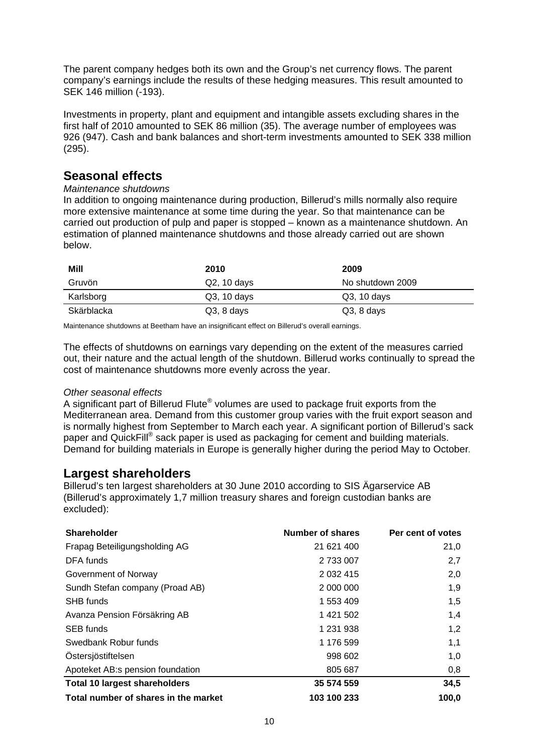The parent company hedges both its own and the Group's net currency flows. The parent company's earnings include the results of these hedging measures. This result amounted to SEK 146 million (-193).

Investments in property, plant and equipment and intangible assets excluding shares in the first half of 2010 amounted to SEK 86 million (35). The average number of employees was 926 (947). Cash and bank balances and short-term investments amounted to SEK 338 million (295).

## Seasonal effects

*Maintenance shutdowns*

In addition to ongoing maintenance during production, Billerud's mills normally also require more extensive maintenance at some time during the year. So that maintenance can be carried out production of pulp and paper is stopped – known as a maintenance shutdown. An estimation of planned maintenance shutdowns and those already carried out are shown below.

| Mill | 2010 | 2009 |
|---|---|---|
| Gruvön | Q2, 10 days | No shutdown 2009 |
| Karlsborg | Q3, 10 days | Q3, 10 days |
| Skärblacka | Q3, 8 days | Q3, 8 days |

Maintenance shutdowns at Beetham have an insignificant effect on Billerud's overall earnings.

The effects of shutdowns on earnings vary depending on the extent of the measures carried out, their nature and the actual length of the shutdown. Billerud works continually to spread the cost of maintenance shutdowns more evenly across the year.

*Other seasonal effects*

A significant part of Billerud Flute® volumes are used to package fruit exports from the Mediterranean area. Demand from this customer group varies with the fruit export season and is normally highest from September to March each year. A significant portion of Billerud's sack paper and QuickFill® sack paper is used as packaging for cement and building materials. Demand for building materials in Europe is generally higher during the period May to October.

## Largest shareholders

Billerud's ten largest shareholders at 30 June 2010 according to SIS Ägarservice AB (Billerud's approximately 1,7 million treasury shares and foreign custodian banks are excluded):

| Shareholder | Number of shares | Per cent of votes |
|---|---|---|
| Frapag Beteiligungsholding AG | 21 621 400 | 21,0 |
| DFA funds | 2 733 007 | 2,7 |
| Government of Norway | 2 032 415 | 2,0 |
| Sundh Stefan company (Proad AB) | 2 000 000 | 1,9 |
| SHB funds | 1 553 409 | 1,5 |
| Avanza Pension Försäkring AB | 1 421 502 | 1,4 |
| SEB funds | 1 231 938 | 1,2 |
| Swedbank Robur funds | 1 176 599 | 1,1 |
| Östersjöstiftelsen | 998 602 | 1,0 |
| Apoteket AB:s pension foundation | 805 687 | 0,8 |
| **Total 10 largest shareholders** | **35 574 559** | **34,5** |
| **Total number of shares in the market** | **103 100 233** | **100,0** |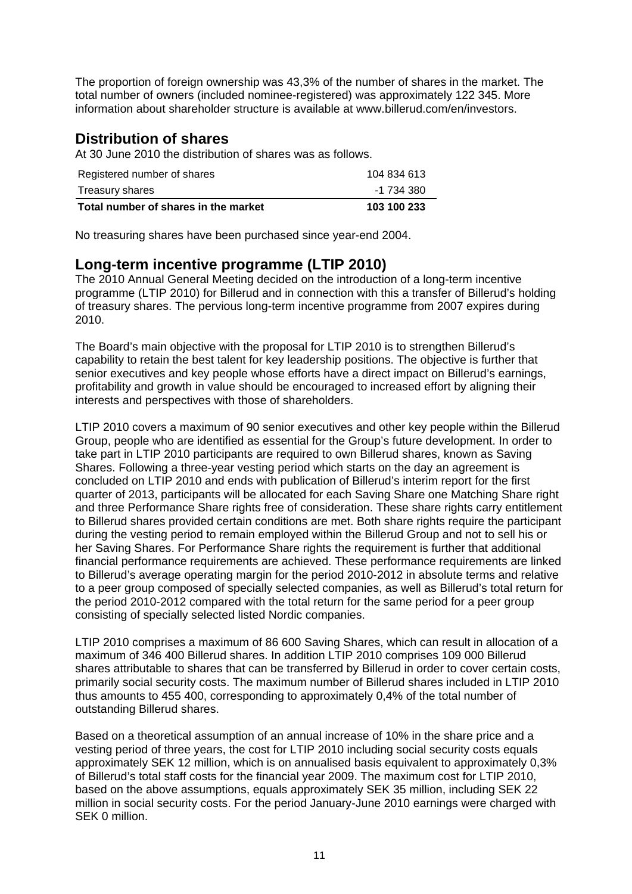The proportion of foreign ownership was 43,3% of the number of shares in the market. The total number of owners (included nominee-registered) was approximately 122 345. More information about shareholder structure is available at www.billerud.com/en/investors.

## Distribution of shares

At 30 June 2010 the distribution of shares was as follows.

| | |
|---|---:|
| Registered number of shares | 104 834 613 |
| Treasury shares | -1 734 380 |
| **Total number of shares in the market** | **103 100 233** |

No treasuring shares have been purchased since year-end 2004.

## Long-term incentive programme (LTIP 2010)

The 2010 Annual General Meeting decided on the introduction of a long-term incentive programme (LTIP 2010) for Billerud and in connection with this a transfer of Billerud's holding of treasury shares. The pervious long-term incentive programme from 2007 expires during 2010.

The Board's main objective with the proposal for LTIP 2010 is to strengthen Billerud's capability to retain the best talent for key leadership positions. The objective is further that senior executives and key people whose efforts have a direct impact on Billerud's earnings, profitability and growth in value should be encouraged to increased effort by aligning their interests and perspectives with those of shareholders.

LTIP 2010 covers a maximum of 90 senior executives and other key people within the Billerud Group, people who are identified as essential for the Group's future development. In order to take part in LTIP 2010 participants are required to own Billerud shares, known as Saving Shares. Following a three-year vesting period which starts on the day an agreement is concluded on LTIP 2010 and ends with publication of Billerud's interim report for the first quarter of 2013, participants will be allocated for each Saving Share one Matching Share right and three Performance Share rights free of consideration. These share rights carry entitlement to Billerud shares provided certain conditions are met. Both share rights require the participant during the vesting period to remain employed within the Billerud Group and not to sell his or her Saving Shares. For Performance Share rights the requirement is further that additional financial performance requirements are achieved. These performance requirements are linked to Billerud's average operating margin for the period 2010-2012 in absolute terms and relative to a peer group composed of specially selected companies, as well as Billerud's total return for the period 2010-2012 compared with the total return for the same period for a peer group consisting of specially selected listed Nordic companies.

LTIP 2010 comprises a maximum of 86 600 Saving Shares, which can result in allocation of a maximum of 346 400 Billerud shares. In addition LTIP 2010 comprises 109 000 Billerud shares attributable to shares that can be transferred by Billerud in order to cover certain costs, primarily social security costs. The maximum number of Billerud shares included in LTIP 2010 thus amounts to 455 400, corresponding to approximately 0,4% of the total number of outstanding Billerud shares.

Based on a theoretical assumption of an annual increase of 10% in the share price and a vesting period of three years, the cost for LTIP 2010 including social security costs equals approximately SEK 12 million, which is on annualised basis equivalent to approximately 0,3% of Billerud's total staff costs for the financial year 2009. The maximum cost for LTIP 2010, based on the above assumptions, equals approximately SEK 35 million, including SEK 22 million in social security costs. For the period January-June 2010 earnings were charged with SEK 0 million.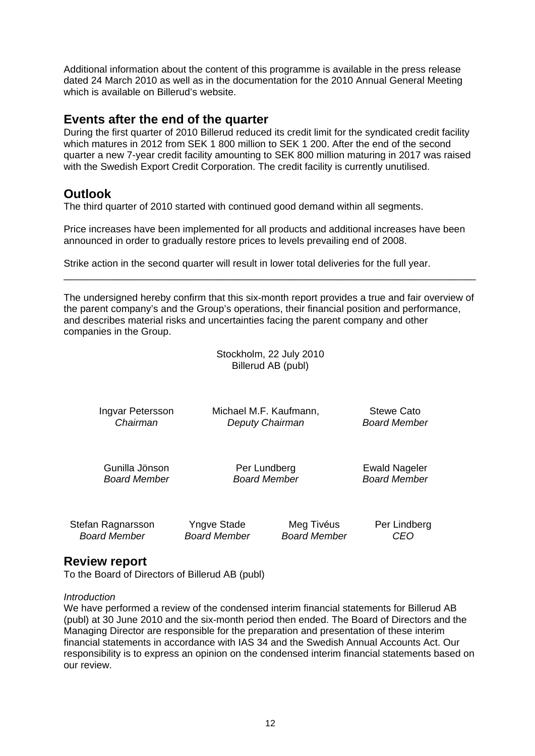Additional information about the content of this programme is available in the press release dated 24 March 2010 as well as in the documentation for the 2010 Annual General Meeting which is available on Billerud's website.

## Events after the end of the quarter

During the first quarter of 2010 Billerud reduced its credit limit for the syndicated credit facility which matures in 2012 from SEK 1 800 million to SEK 1 200. After the end of the second quarter a new 7-year credit facility amounting to SEK 800 million maturing in 2017 was raised with the Swedish Export Credit Corporation. The credit facility is currently unutilised.

## Outlook

The third quarter of 2010 started with continued good demand within all segments.

Price increases have been implemented for all products and additional increases have been announced in order to gradually restore prices to levels prevailing end of 2008.

Strike action in the second quarter will result in lower total deliveries for the full year.

---

The undersigned hereby confirm that this six-month report provides a true and fair overview of the parent company's and the Group's operations, their financial position and performance, and describes material risks and uncertainties facing the parent company and other companies in the Group.

Stockholm, 22 July 2010
Billerud AB (publ)

Ingvar Petersson
*Chairman*

Michael M.F. Kaufmann,
*Deputy Chairman*

Stewe Cato
*Board Member*

Gunilla Jönson
*Board Member*

Per Lundberg
*Board Member*

Ewald Nageler
*Board Member*

Stefan Ragnarsson
*Board Member*

Yngve Stade
*Board Member*

Meg Tivéus
*Board Member*

Per Lindberg
*CEO*

## Review report

To the Board of Directors of Billerud AB (publ)

*Introduction*

We have performed a review of the condensed interim financial statements for Billerud AB (publ) at 30 June 2010 and the six-month period then ended. The Board of Directors and the Managing Director are responsible for the preparation and presentation of these interim financial statements in accordance with IAS 34 and the Swedish Annual Accounts Act. Our responsibility is to express an opinion on the condensed interim financial statements based on our review.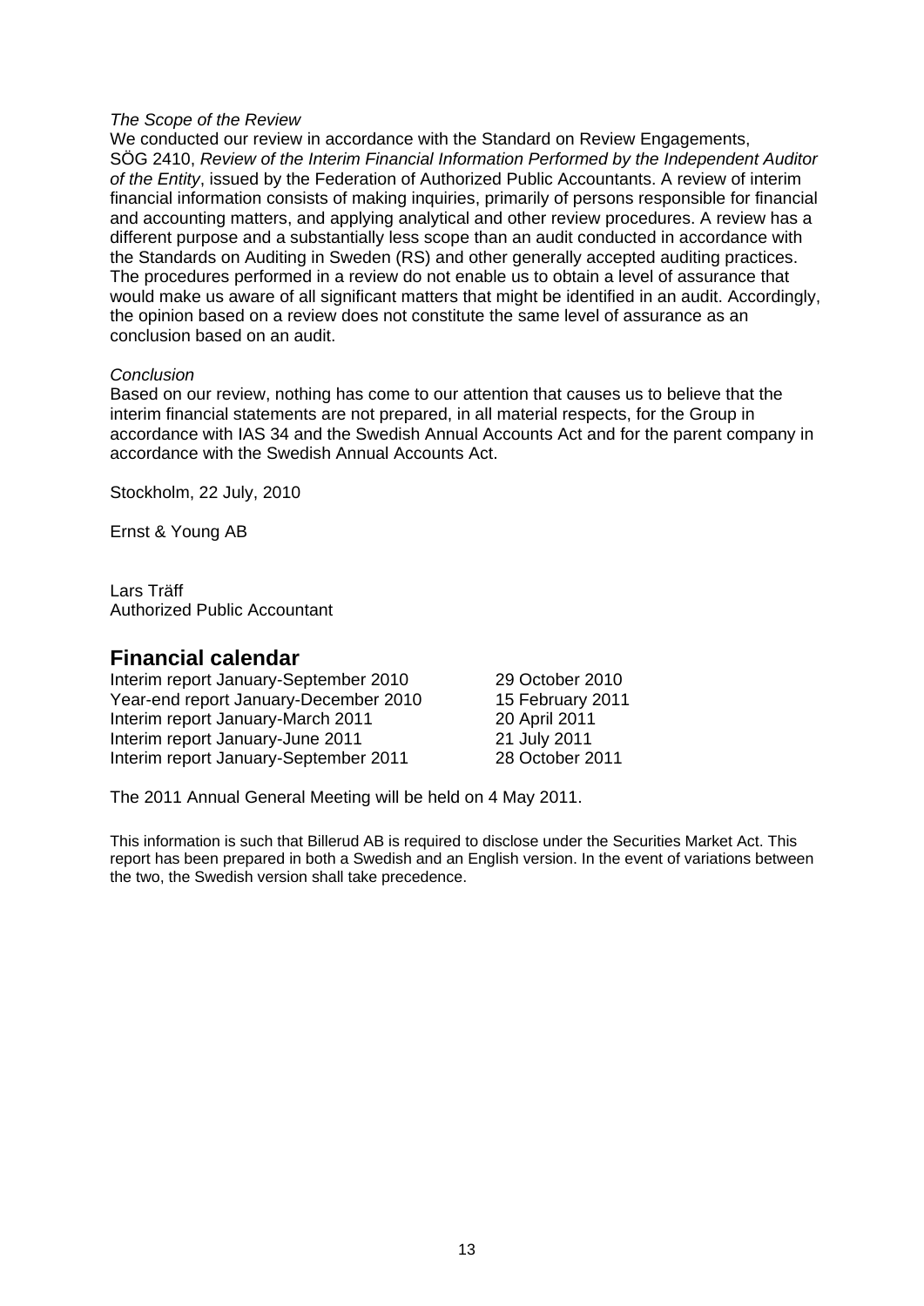*The Scope of the Review*

We conducted our review in accordance with the Standard on Review Engagements, SÖG 2410, *Review of the Interim Financial Information Performed by the Independent Auditor of the Entity*, issued by the Federation of Authorized Public Accountants. A review of interim financial information consists of making inquiries, primarily of persons responsible for financial and accounting matters, and applying analytical and other review procedures. A review has a different purpose and a substantially less scope than an audit conducted in accordance with the Standards on Auditing in Sweden (RS) and other generally accepted auditing practices. The procedures performed in a review do not enable us to obtain a level of assurance that would make us aware of all significant matters that might be identified in an audit. Accordingly, the opinion based on a review does not constitute the same level of assurance as an conclusion based on an audit.

*Conclusion*

Based on our review, nothing has come to our attention that causes us to believe that the interim financial statements are not prepared, in all material respects, for the Group in accordance with IAS 34 and the Swedish Annual Accounts Act and for the parent company in accordance with the Swedish Annual Accounts Act.

Stockholm, 22 July, 2010

Ernst & Young AB

Lars Träff
Authorized Public Accountant

## Financial calendar

| | |
|---|---|
| Interim report January-September 2010 | 29 October 2010 |
| Year-end report January-December 2010 | 15 February 2011 |
| Interim report January-March 2011 | 20 April 2011 |
| Interim report January-June 2011 | 21 July 2011 |
| Interim report January-September 2011 | 28 October 2011 |

The 2011 Annual General Meeting will be held on 4 May 2011.

This information is such that Billerud AB is required to disclose under the Securities Market Act. This report has been prepared in both a Swedish and an English version. In the event of variations between the two, the Swedish version shall take precedence.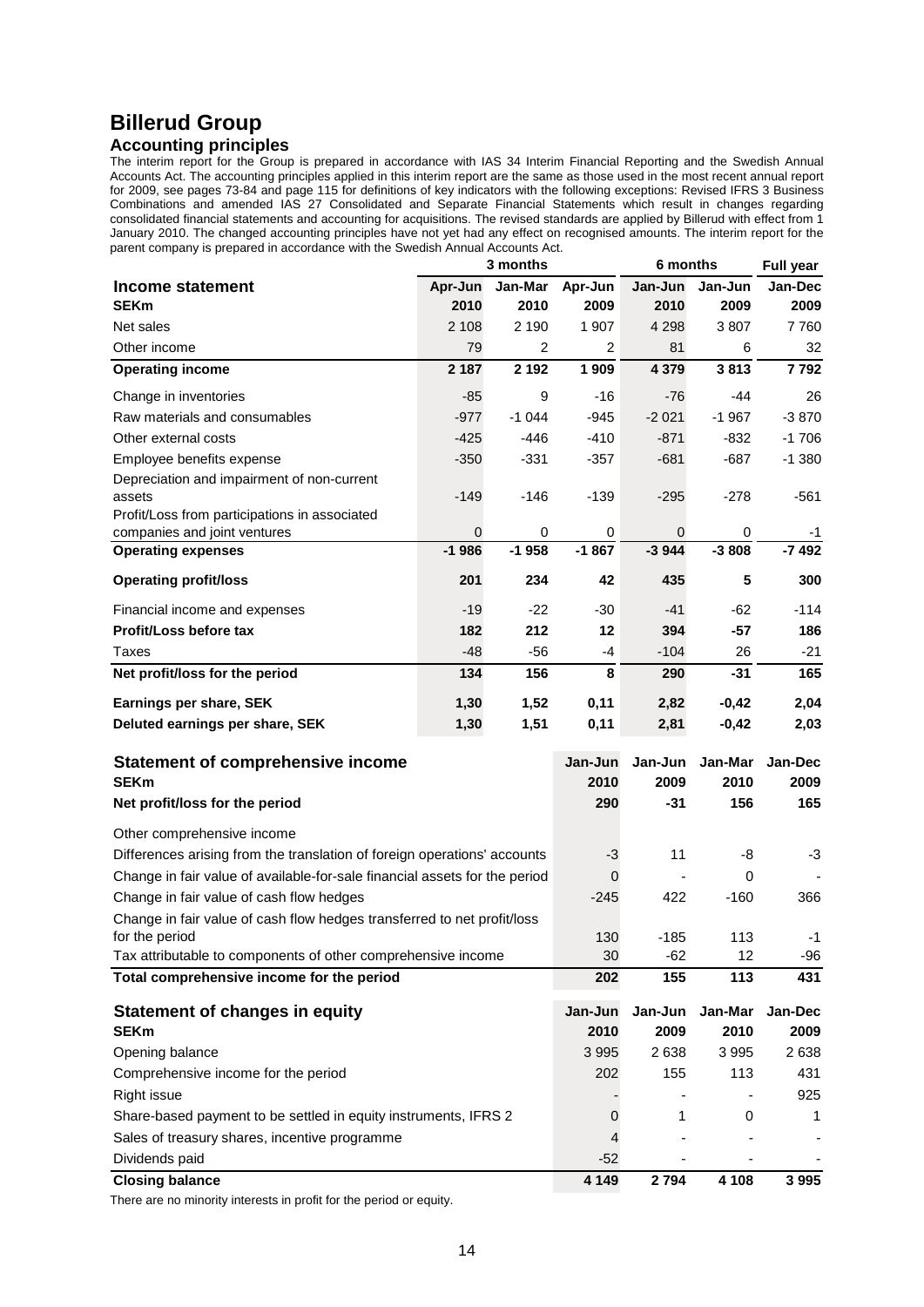# Billerud Group

## Accounting principles

The interim report for the Group is prepared in accordance with IAS 34 Interim Financial Reporting and the Swedish Annual Accounts Act. The accounting principles applied in this interim report are the same as those used in the most recent annual report for 2009, see pages 73-84 and page 115 for definitions of key indicators with the following exceptions: Revised IFRS 3 Business Combinations and amended IAS 27 Consolidated and Separate Financial Statements which result in changes regarding consolidated financial statements and accounting for acquisitions. The revised standards are applied by Billerud with effect from 1 January 2010. The changed accounting principles have not yet had any effect on recognised amounts. The interim report for the parent company is prepared in accordance with the Swedish Annual Accounts Act.

| | 3 months | | | 6 months | | Full year |
|---|---|---|---|---|---|---|
| **Income statement** | **Apr-Jun** | **Jan-Mar** | **Apr-Jun** | **Jan-Jun** | **Jan-Jun** | **Jan-Dec** |
| **SEKm** | **2010** | **2010** | **2009** | **2010** | **2009** | **2009** |
| Net sales | 2 108 | 2 190 | 1 907 | 4 298 | 3 807 | 7 760 |
| Other income | 79 | 2 | 2 | 81 | 6 | 32 |
| **Operating income** | **2 187** | **2 192** | **1 909** | **4 379** | **3 813** | **7 792** |
| Change in inventories | -85 | 9 | -16 | -76 | -44 | 26 |
| Raw materials and consumables | -977 | -1 044 | -945 | -2 021 | -1 967 | -3 870 |
| Other external costs | -425 | -446 | -410 | -871 | -832 | -1 706 |
| Employee benefits expense | -350 | -331 | -357 | -681 | -687 | -1 380 |
| Depreciation and impairment of non-current assets | -149 | -146 | -139 | -295 | -278 | -561 |
| Profit/Loss from participations in associated companies and joint ventures | 0 | 0 | 0 | 0 | 0 | -1 |
| **Operating expenses** | **-1 986** | **-1 958** | **-1 867** | **-3 944** | **-3 808** | **-7 492** |
| **Operating profit/loss** | **201** | **234** | **42** | **435** | **5** | **300** |
| Financial income and expenses | -19 | -22 | -30 | -41 | -62 | -114 |
| **Profit/Loss before tax** | **182** | **212** | **12** | **394** | **-57** | **186** |
| Taxes | -48 | -56 | -4 | -104 | 26 | -21 |
| **Net profit/loss for the period** | **134** | **156** | **8** | **290** | **-31** | **165** |
| **Earnings per share, SEK** | **1,30** | **1,52** | **0,11** | **2,82** | **-0,42** | **2,04** |
| **Deluted earnings per share, SEK** | **1,30** | **1,51** | **0,11** | **2,81** | **-0,42** | **2,03** |

| **Statement of comprehensive income** | **Jan-Jun** | **Jan-Jun** | **Jan-Mar** | **Jan-Dec** |
|---|---|---|---|---|
| **SEKm** | **2010** | **2009** | **2010** | **2009** |
| **Net profit/loss for the period** | **290** | **-31** | **156** | **165** |
| Other comprehensive income | | | | |
| Differences arising from the translation of foreign operations' accounts | -3 | 11 | -8 | -3 |
| Change in fair value of available-for-sale financial assets for the period | 0 | - | 0 | - |
| Change in fair value of cash flow hedges | -245 | 422 | -160 | 366 |
| Change in fair value of cash flow hedges transferred to net profit/loss for the period | 130 | -185 | 113 | -1 |
| Tax attributable to components of other comprehensive income | 30 | -62 | 12 | -96 |
| **Total comprehensive income for the period** | **202** | **155** | **113** | **431** |

| **Statement of changes in equity** | **Jan-Jun** | **Jan-Jun** | **Jan-Mar** | **Jan-Dec** |
|---|---|---|---|---|
| **SEKm** | **2010** | **2009** | **2010** | **2009** |
| Opening balance | 3 995 | 2 638 | 3 995 | 2 638 |
| Comprehensive income for the period | 202 | 155 | 113 | 431 |
| Right issue | - | - | - | 925 |
| Share-based payment to be settled in equity instruments, IFRS 2 | 0 | 1 | 0 | 1 |
| Sales of treasury shares, incentive programme | 4 | - | - | - |
| Dividends paid | -52 | - | - | - |
| **Closing balance** | **4 149** | **2 794** | **4 108** | **3 995** |

There are no minority interests in profit for the period or equity.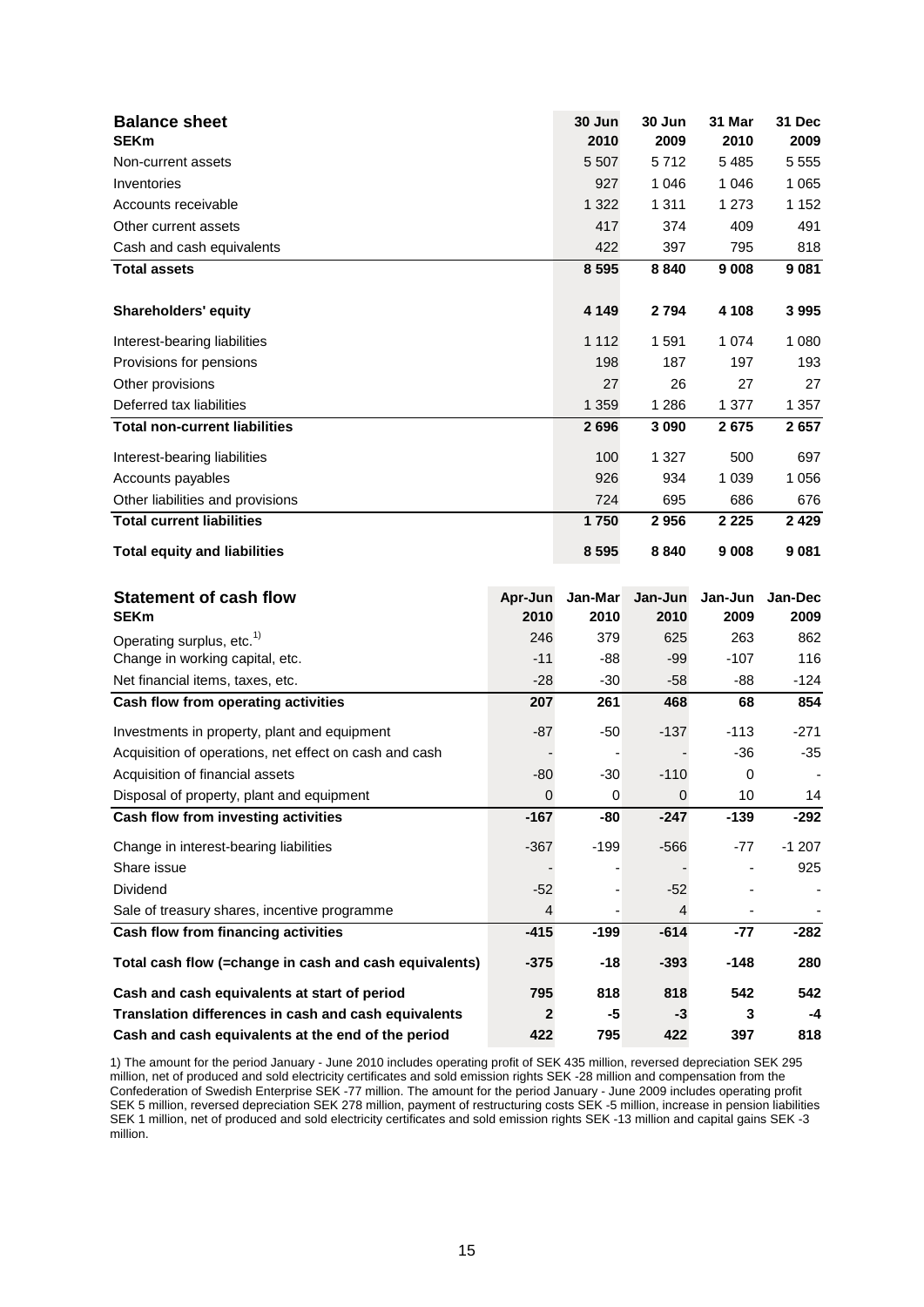| **Balance sheet**<br>**SEKm** | **30 Jun 2010** | **30 Jun 2009** | **31 Mar 2010** | **31 Dec 2009** |
|---|---|---|---|---|
| Non-current assets | 5 507 | 5 712 | 5 485 | 5 555 |
| Inventories | 927 | 1 046 | 1 046 | 1 065 |
| Accounts receivable | 1 322 | 1 311 | 1 273 | 1 152 |
| Other current assets | 417 | 374 | 409 | 491 |
| Cash and cash equivalents | 422 | 397 | 795 | 818 |
| **Total assets** | **8 595** | **8 840** | **9 008** | **9 081** |
| | | | | |
| **Shareholders' equity** | **4 149** | **2 794** | **4 108** | **3 995** |
| Interest-bearing liabilities | 1 112 | 1 591 | 1 074 | 1 080 |
| Provisions for pensions | 198 | 187 | 197 | 193 |
| Other provisions | 27 | 26 | 27 | 27 |
| Deferred tax liabilities | 1 359 | 1 286 | 1 377 | 1 357 |
| **Total non-current liabilities** | **2 696** | **3 090** | **2 675** | **2 657** |
| Interest-bearing liabilities | 100 | 1 327 | 500 | 697 |
| Accounts payables | 926 | 934 | 1 039 | 1 056 |
| Other liabilities and provisions | 724 | 695 | 686 | 676 |
| **Total current liabilities** | **1 750** | **2 956** | **2 225** | **2 429** |
| **Total equity and liabilities** | **8 595** | **8 840** | **9 008** | **9 081** |

| **Statement of cash flow**<br>**SEKm** | **Apr-Jun 2010** | **Jan-Mar 2010** | **Jan-Jun 2010** | **Jan-Jun 2009** | **Jan-Dec 2009** |
|---|---|---|---|---|---|
| Operating surplus, etc.[1] | 246 | 379 | 625 | 263 | 862 |
| Change in working capital, etc. | -11 | -88 | -99 | -107 | 116 |
| Net financial items, taxes, etc. | -28 | -30 | -58 | -88 | -124 |
| **Cash flow from operating activities** | **207** | **261** | **468** | **68** | **854** |
| Investments in property, plant and equipment | -87 | -50 | -137 | -113 | -271 |
| Acquisition of operations, net effect on cash and cash | - | - | - | -36 | -35 |
| Acquisition of financial assets | -80 | -30 | -110 | 0 | - |
| Disposal of property, plant and equipment | 0 | 0 | 0 | 10 | 14 |
| **Cash flow from investing activities** | **-167** | **-80** | **-247** | **-139** | **-292** |
| Change in interest-bearing liabilities | -367 | -199 | -566 | -77 | -1 207 |
| Share issue | - | - | - | - | 925 |
| Dividend | -52 | - | -52 | - | - |
| Sale of treasury shares, incentive programme | 4 | - | 4 | - | - |
| **Cash flow from financing activities** | **-415** | **-199** | **-614** | **-77** | **-282** |
| **Total cash flow (=change in cash and cash equivalents)** | **-375** | **-18** | **-393** | **-148** | **280** |
| **Cash and cash equivalents at start of period** | **795** | **818** | **818** | **542** | **542** |
| **Translation differences in cash and cash equivalents** | **2** | **-5** | **-3** | **3** | **-4** |
| **Cash and cash equivalents at the end of the period** | **422** | **795** | **422** | **397** | **818** |

1) The amount for the period January - June 2010 includes operating profit of SEK 435 million, reversed depreciation SEK 295 million, net of produced and sold electricity certificates and sold emission rights SEK -28 million and compensation from the Confederation of Swedish Enterprise SEK -77 million. The amount for the period January - June 2009 includes operating profit SEK 5 million, reversed depreciation SEK 278 million, payment of restructuring costs SEK -5 million, increase in pension liabilities SEK 1 million, net of produced and sold electricity certificates and sold emission rights SEK -13 million and capital gains SEK -3 million.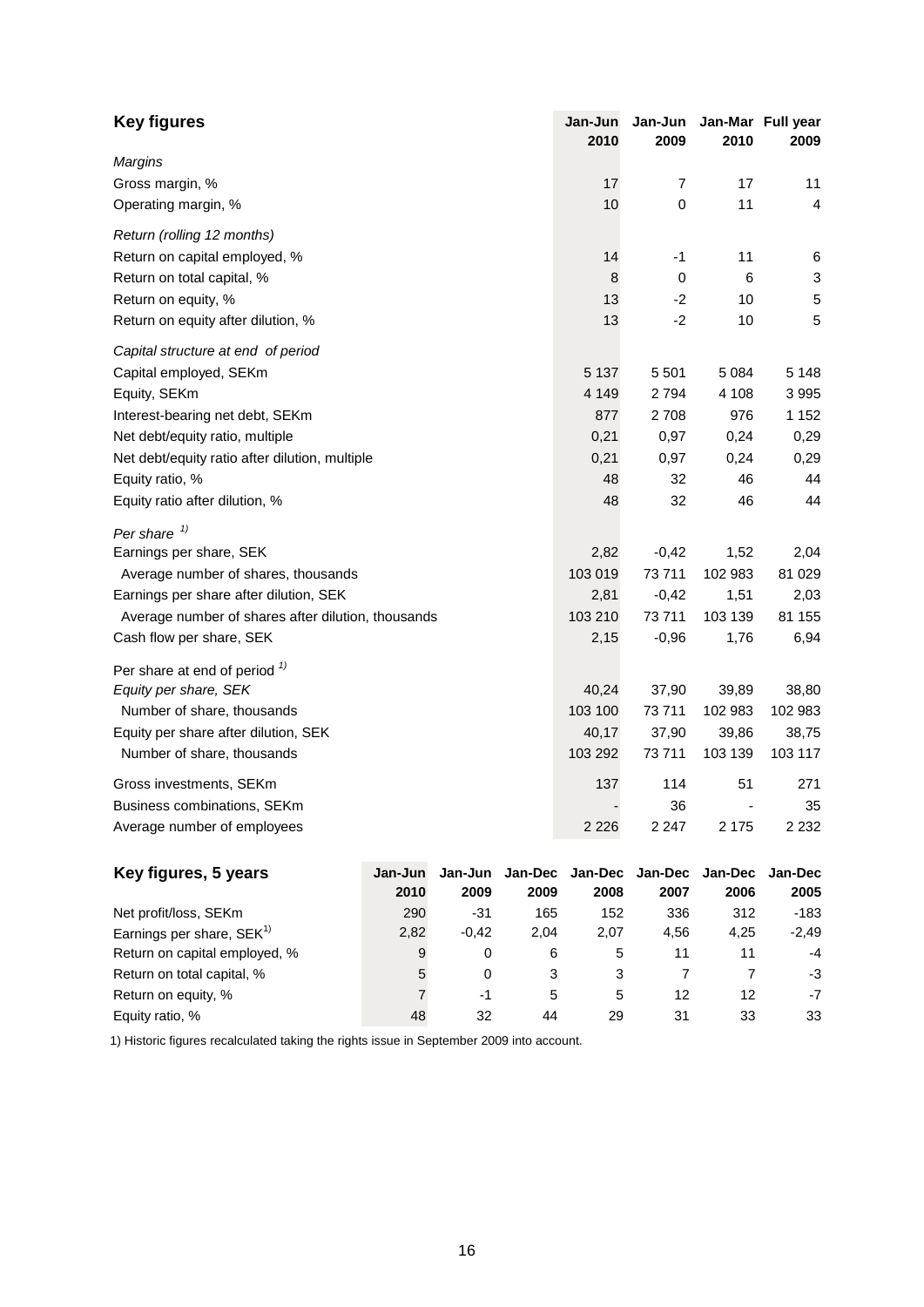## Key figures

| | Jan-Jun 2010 | Jan-Jun 2009 | Jan-Mar 2010 | Full year 2009 |
|---|---|---|---|---|
| *Margins* | | | | |
| Gross margin, % | 17 | 7 | 17 | 11 |
| Operating margin, % | 10 | 0 | 11 | 4 |
| *Return (rolling 12 months)* | | | | |
| Return on capital employed, % | 14 | -1 | 11 | 6 |
| Return on total capital, % | 8 | 0 | 6 | 3 |
| Return on equity, % | 13 | -2 | 10 | 5 |
| Return on equity after dilution, % | 13 | -2 | 10 | 5 |
| *Capital structure at end of period* | | | | |
| Capital employed, SEKm | 5 137 | 5 501 | 5 084 | 5 148 |
| Equity, SEKm | 4 149 | 2 794 | 4 108 | 3 995 |
| Interest-bearing net debt, SEKm | 877 | 2 708 | 976 | 1 152 |
| Net debt/equity ratio, multiple | 0,21 | 0,97 | 0,24 | 0,29 |
| Net debt/equity ratio after dilution, multiple | 0,21 | 0,97 | 0,24 | 0,29 |
| Equity ratio, % | 48 | 32 | 46 | 44 |
| Equity ratio after dilution, % | 48 | 32 | 46 | 44 |
| *Per share [1)]* | | | | |
| Earnings per share, SEK | 2,82 | -0,42 | 1,52 | 2,04 |
| Average number of shares, thousands | 103 019 | 73 711 | 102 983 | 81 029 |
| Earnings per share after dilution, SEK | 2,81 | -0,42 | 1,51 | 2,03 |
| Average number of shares after dilution, thousands | 103 210 | 73 711 | 103 139 | 81 155 |
| Cash flow per share, SEK | 2,15 | -0,96 | 1,76 | 6,94 |
| Per share at end of period [1)] | | | | |
| *Equity per share, SEK* | 40,24 | 37,90 | 39,89 | 38,80 |
| Number of share, thousands | 103 100 | 73 711 | 102 983 | 102 983 |
| Equity per share after dilution, SEK | 40,17 | 37,90 | 39,86 | 38,75 |
| Number of share, thousands | 103 292 | 73 711 | 103 139 | 103 117 |
| Gross investments, SEKm | 137 | 114 | 51 | 271 |
| Business combinations, SEKm | - | 36 | - | 35 |
| Average number of employees | 2 226 | 2 247 | 2 175 | 2 232 |

## Key figures, 5 years

| | Jan-Jun 2010 | Jan-Jun 2009 | Jan-Dec 2009 | Jan-Dec 2008 | Jan-Dec 2007 | Jan-Dec 2006 | Jan-Dec 2005 |
|---|---|---|---|---|---|---|---|
| Net profit/loss, SEKm | 290 | -31 | 165 | 152 | 336 | 312 | -183 |
| Earnings per share, SEK[1)] | 2,82 | -0,42 | 2,04 | 2,07 | 4,56 | 4,25 | -2,49 |
| Return on capital employed, % | 9 | 0 | 6 | 5 | 11 | 11 | -4 |
| Return on total capital, % | 5 | 0 | 3 | 3 | 7 | 7 | -3 |
| Return on equity, % | 7 | -1 | 5 | 5 | 12 | 12 | -7 |
| Equity ratio, % | 48 | 32 | 44 | 29 | 31 | 33 | 33 |

1) Historic figures recalculated taking the rights issue in September 2009 into account.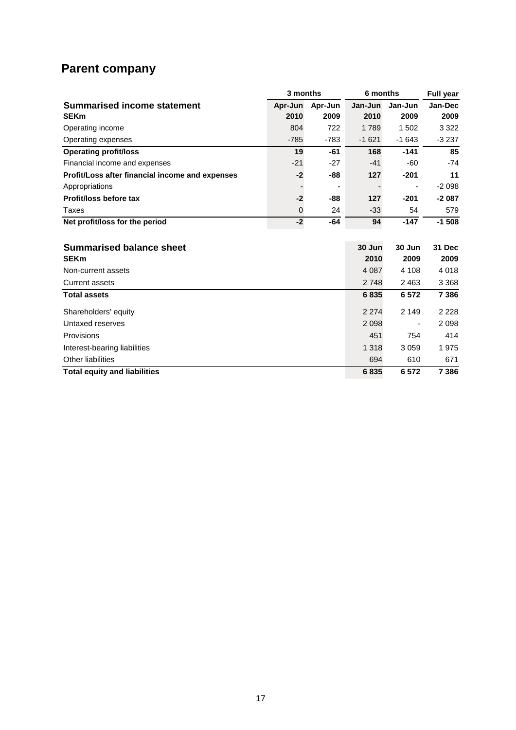# Parent company

| Summarised income statement | 3 months | | 6 months | | Full year |
|---|---|---|---|---|---|
| **SEKm** | **Apr-Jun 2010** | **Apr-Jun 2009** | **Jan-Jun 2010** | **Jan-Jun 2009** | **Jan-Dec 2009** |
| Operating income | 804 | 722 | 1 789 | 1 502 | 3 322 |
| Operating expenses | -785 | -783 | -1 621 | -1 643 | -3 237 |
| **Operating profit/loss** | **19** | **-61** | **168** | **-141** | **85** |
| Financial income and expenses | -21 | -27 | -41 | -60 | -74 |
| **Profit/Loss after financial income and expenses** | **-2** | **-88** | **127** | **-201** | **11** |
| Appropriations | - | - | - | - | -2 098 |
| **Profit/loss before tax** | **-2** | **-88** | **127** | **-201** | **-2 087** |
| Taxes | 0 | 24 | -33 | 54 | 579 |
| **Net profit/loss for the period** | **-2** | **-64** | **94** | **-147** | **-1 508** |

| Summarised balance sheet | 30 Jun | 30 Jun | 31 Dec |
|---|---|---|---|
| **SEKm** | **2010** | **2009** | **2009** |
| Non-current assets | 4 087 | 4 108 | 4 018 |
| Current assets | 2 748 | 2 463 | 3 368 |
| **Total assets** | **6 835** | **6 572** | **7 386** |
| Shareholders' equity | 2 274 | 2 149 | 2 228 |
| Untaxed reserves | 2 098 | - | 2 098 |
| Provisions | 451 | 754 | 414 |
| Interest-bearing liabilities | 1 318 | 3 059 | 1 975 |
| Other liabilities | 694 | 610 | 671 |
| **Total equity and liabilities** | **6 835** | **6 572** | **7 386** |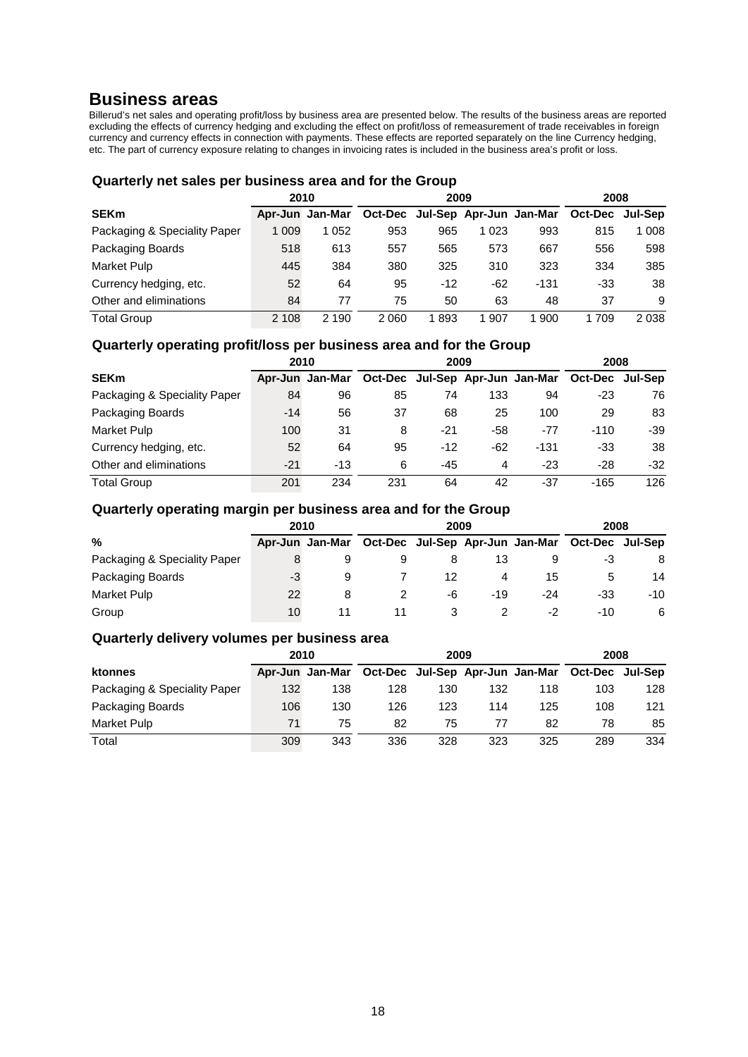# Business areas

Billerud's net sales and operating profit/loss by business area are presented below. The results of the business areas are reported excluding the effects of currency hedging and excluding the effect on profit/loss of remeasurement of trade receivables in foreign currency and currency effects in connection with payments. These effects are reported separately on the line Currency hedging, etc. The part of currency exposure relating to changes in invoicing rates is included in the business area's profit or loss.

### Quarterly net sales per business area and for the Group

| | 2010 | | 2009 | | | | 2008 | |
|---|---|---|---|---|---|---|---|---|
| **SEKm** | **Apr-Jun** | **Jan-Mar** | **Oct-Dec** | **Jul-Sep** | **Apr-Jun** | **Jan-Mar** | **Oct-Dec** | **Jul-Sep** |
| Packaging & Speciality Paper | 1 009 | 1 052 | 953 | 965 | 1 023 | 993 | 815 | 1 008 |
| Packaging Boards | 518 | 613 | 557 | 565 | 573 | 667 | 556 | 598 |
| Market Pulp | 445 | 384 | 380 | 325 | 310 | 323 | 334 | 385 |
| Currency hedging, etc. | 52 | 64 | 95 | -12 | -62 | -131 | -33 | 38 |
| Other and eliminations | 84 | 77 | 75 | 50 | 63 | 48 | 37 | 9 |
| Total Group | 2 108 | 2 190 | 2 060 | 1 893 | 1 907 | 1 900 | 1 709 | 2 038 |

### Quarterly operating profit/loss per business area and for the Group

| | 2010 | | 2009 | | | | 2008 | |
|---|---|---|---|---|---|---|---|---|
| **SEKm** | **Apr-Jun** | **Jan-Mar** | **Oct-Dec** | **Jul-Sep** | **Apr-Jun** | **Jan-Mar** | **Oct-Dec** | **Jul-Sep** |
| Packaging & Speciality Paper | 84 | 96 | 85 | 74 | 133 | 94 | -23 | 76 |
| Packaging Boards | -14 | 56 | 37 | 68 | 25 | 100 | 29 | 83 |
| Market Pulp | 100 | 31 | 8 | -21 | -58 | -77 | -110 | -39 |
| Currency hedging, etc. | 52 | 64 | 95 | -12 | -62 | -131 | -33 | 38 |
| Other and eliminations | -21 | -13 | 6 | -45 | 4 | -23 | -28 | -32 |
| Total Group | 201 | 234 | 231 | 64 | 42 | -37 | -165 | 126 |

### Quarterly operating margin per business area and for the Group

| | 2010 | | 2009 | | | | 2008 | |
|---|---|---|---|---|---|---|---|---|
| **%** | **Apr-Jun** | **Jan-Mar** | **Oct-Dec** | **Jul-Sep** | **Apr-Jun** | **Jan-Mar** | **Oct-Dec** | **Jul-Sep** |
| Packaging & Speciality Paper | 8 | 9 | 9 | 8 | 13 | 9 | -3 | 8 |
| Packaging Boards | -3 | 9 | 7 | 12 | 4 | 15 | 5 | 14 |
| Market Pulp | 22 | 8 | 2 | -6 | -19 | -24 | -33 | -10 |
| Group | 10 | 11 | 11 | 3 | 2 | -2 | -10 | 6 |

### Quarterly delivery volumes per business area

| | 2010 | | 2009 | | | | 2008 | |
|---|---|---|---|---|---|---|---|---|
| **ktonnes** | **Apr-Jun** | **Jan-Mar** | **Oct-Dec** | **Jul-Sep** | **Apr-Jun** | **Jan-Mar** | **Oct-Dec** | **Jul-Sep** |
| Packaging & Speciality Paper | 132 | 138 | 128 | 130 | 132 | 118 | 103 | 128 |
| Packaging Boards | 106 | 130 | 126 | 123 | 114 | 125 | 108 | 121 |
| Market Pulp | 71 | 75 | 82 | 75 | 77 | 82 | 78 | 85 |
| Total | 309 | 343 | 336 | 328 | 323 | 325 | 289 | 334 |